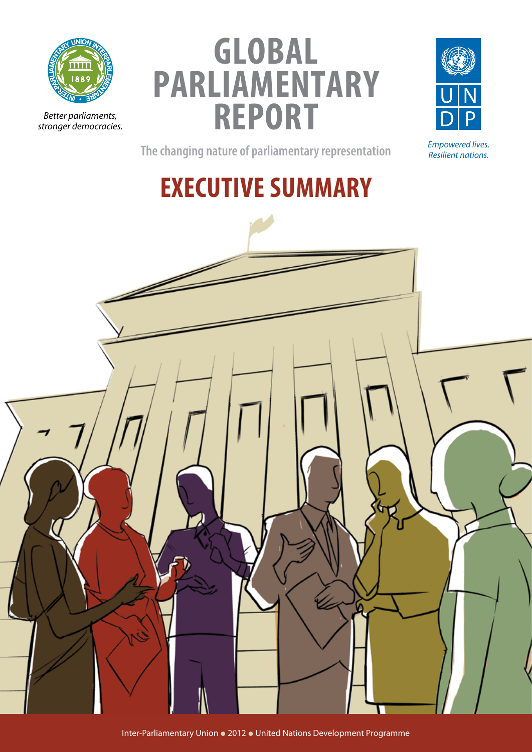Better parliaments, stronger democracies.

# GLOBAL PARLIAMENTARY REPORT

The changing nature of parliamentary representation

Empowered lives. Resilient nations.

# EXECUTIVE SUMMARY

Inter-Parliamentary Union • 2012 • United Nations Development Programme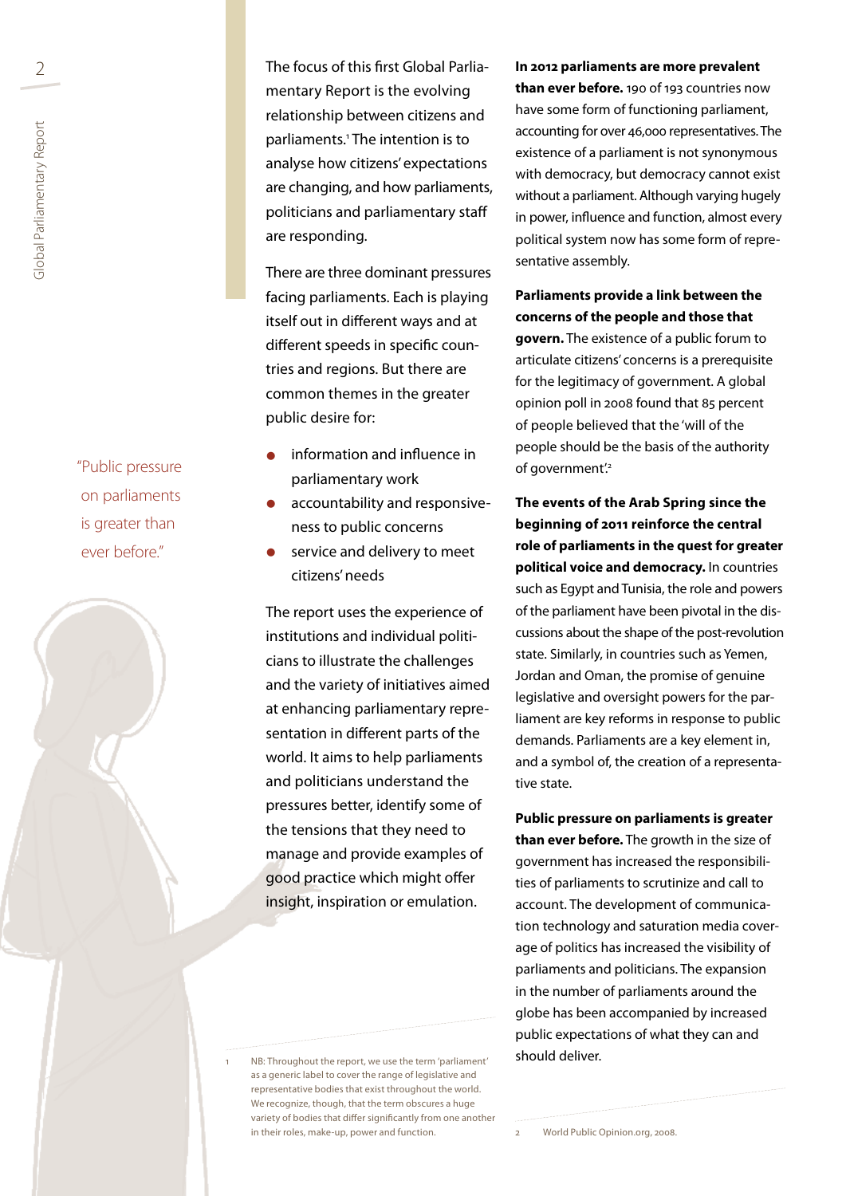The focus of this first Global Parliamentary Report is the evolving relationship between citizens and parliaments.[1] The intention is to analyse how citizens' expectations are changing, and how parliaments, politicians and parliamentary staff are responding.

There are three dominant pressures facing parliaments. Each is playing itself out in different ways and at different speeds in specific countries and regions. But there are common themes in the greater public desire for:

- information and influence in parliamentary work
- accountability and responsiveness to public concerns
- service and delivery to meet citizens' needs

The report uses the experience of institutions and individual politicians to illustrate the challenges and the variety of initiatives aimed at enhancing parliamentary representation in different parts of the world. It aims to help parliaments and politicians understand the pressures better, identify some of the tensions that they need to manage and provide examples of good practice which might offer insight, inspiration or emulation.

"Public pressure on parliaments is greater than ever before."

**In 2012 parliaments are more prevalent than ever before.** 190 of 193 countries now have some form of functioning parliament, accounting for over 46,000 representatives. The existence of a parliament is not synonymous with democracy, but democracy cannot exist without a parliament. Although varying hugely in power, influence and function, almost every political system now has some form of representative assembly.

**Parliaments provide a link between the concerns of the people and those that govern.** The existence of a public forum to articulate citizens' concerns is a prerequisite for the legitimacy of government. A global opinion poll in 2008 found that 85 percent of people believed that the 'will of the people should be the basis of the authority of government'.[2]

**The events of the Arab Spring since the beginning of 2011 reinforce the central role of parliaments in the quest for greater political voice and democracy.** In countries such as Egypt and Tunisia, the role and powers of the parliament have been pivotal in the discussions about the shape of the post-revolution state. Similarly, in countries such as Yemen, Jordan and Oman, the promise of genuine legislative and oversight powers for the parliament are key reforms in response to public demands. Parliaments are a key element in, and a symbol of, the creation of a representative state.

**Public pressure on parliaments is greater than ever before.** The growth in the size of government has increased the responsibilities of parliaments to scrutinize and call to account. The development of communication technology and saturation media coverage of politics has increased the visibility of parliaments and politicians. The expansion in the number of parliaments around the globe has been accompanied by increased public expectations of what they can and should deliver.

---

1 NB: Throughout the report, we use the term 'parliament' as a generic label to cover the range of legislative and representative bodies that exist throughout the world. We recognize, though, that the term obscures a huge variety of bodies that differ significantly from one another in their roles, make-up, power and function.

2 World Public Opinion.org, 2008.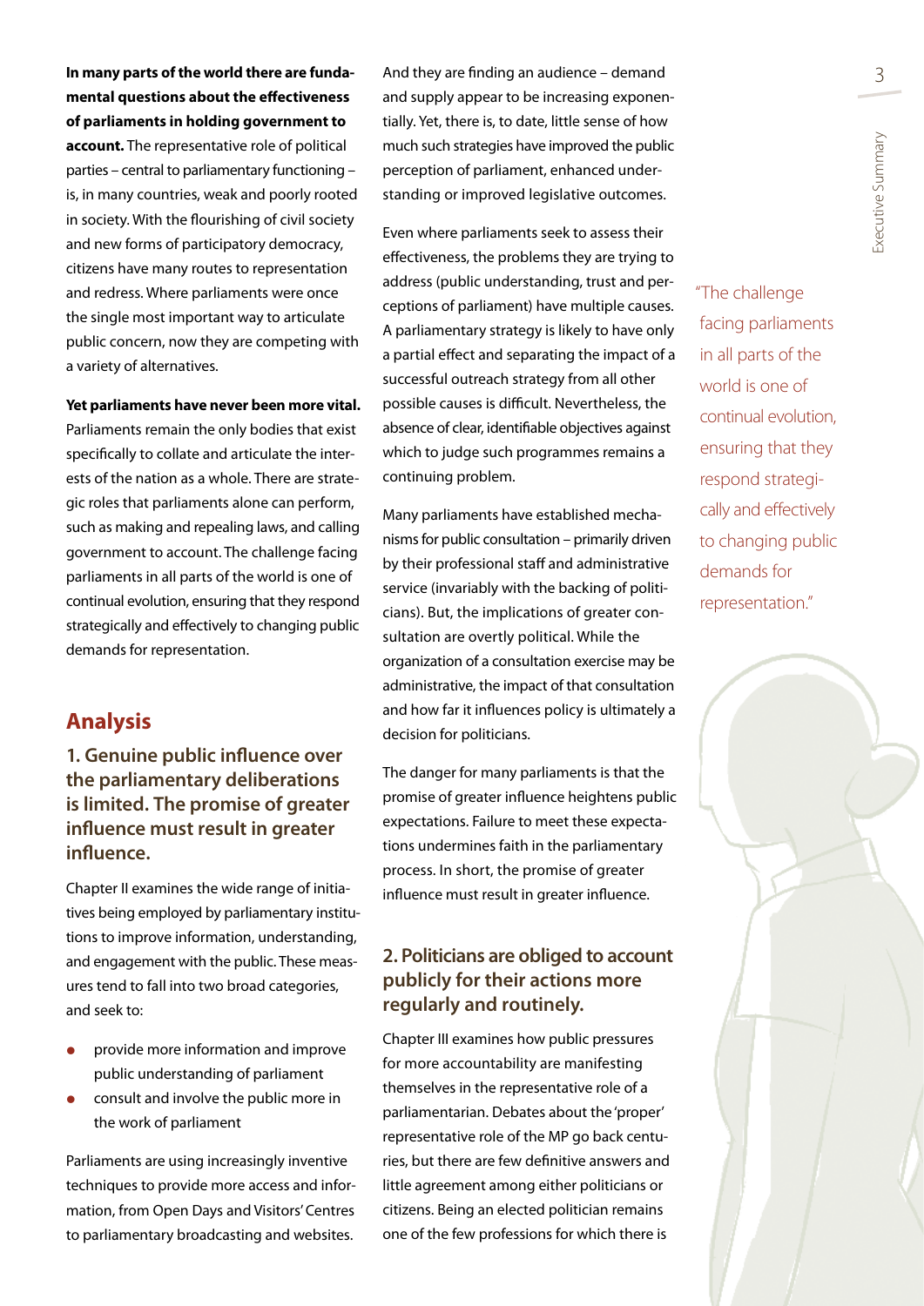**In many parts of the world there are fundamental questions about the effectiveness of parliaments in holding government to account.** The representative role of political parties – central to parliamentary functioning – is, in many countries, weak and poorly rooted in society. With the flourishing of civil society and new forms of participatory democracy, citizens have many routes to representation and redress. Where parliaments were once the single most important way to articulate public concern, now they are competing with a variety of alternatives.

**Yet parliaments have never been more vital.** Parliaments remain the only bodies that exist specifically to collate and articulate the interests of the nation as a whole. There are strategic roles that parliaments alone can perform, such as making and repealing laws, and calling government to account. The challenge facing parliaments in all parts of the world is one of continual evolution, ensuring that they respond strategically and effectively to changing public demands for representation.

## Analysis

### 1. Genuine public influence over the parliamentary deliberations is limited. The promise of greater influence must result in greater influence.

Chapter II examines the wide range of initiatives being employed by parliamentary institutions to improve information, understanding, and engagement with the public. These measures tend to fall into two broad categories, and seek to:

- provide more information and improve public understanding of parliament
- consult and involve the public more in the work of parliament

Parliaments are using increasingly inventive techniques to provide more access and information, from Open Days and Visitors' Centres to parliamentary broadcasting and websites. And they are finding an audience – demand and supply appear to be increasing exponentially. Yet, there is, to date, little sense of how much such strategies have improved the public perception of parliament, enhanced understanding or improved legislative outcomes.

Even where parliaments seek to assess their effectiveness, the problems they are trying to address (public understanding, trust and perceptions of parliament) have multiple causes. A parliamentary strategy is likely to have only a partial effect and separating the impact of a successful outreach strategy from all other possible causes is difficult. Nevertheless, the absence of clear, identifiable objectives against which to judge such programmes remains a continuing problem.

Many parliaments have established mechanisms for public consultation – primarily driven by their professional staff and administrative service (invariably with the backing of politicians). But, the implications of greater consultation are overtly political. While the organization of a consultation exercise may be administrative, the impact of that consultation and how far it influences policy is ultimately a decision for politicians.

The danger for many parliaments is that the promise of greater influence heightens public expectations. Failure to meet these expectations undermines faith in the parliamentary process. In short, the promise of greater influence must result in greater influence.

### 2. Politicians are obliged to account publicly for their actions more regularly and routinely.

Chapter III examines how public pressures for more accountability are manifesting themselves in the representative role of a parliamentarian. Debates about the 'proper' representative role of the MP go back centuries, but there are few definitive answers and little agreement among either politicians or citizens. Being an elected politician remains one of the few professions for which there is

"The challenge facing parliaments in all parts of the world is one of continual evolution, ensuring that they respond strategically and effectively to changing public demands for representation."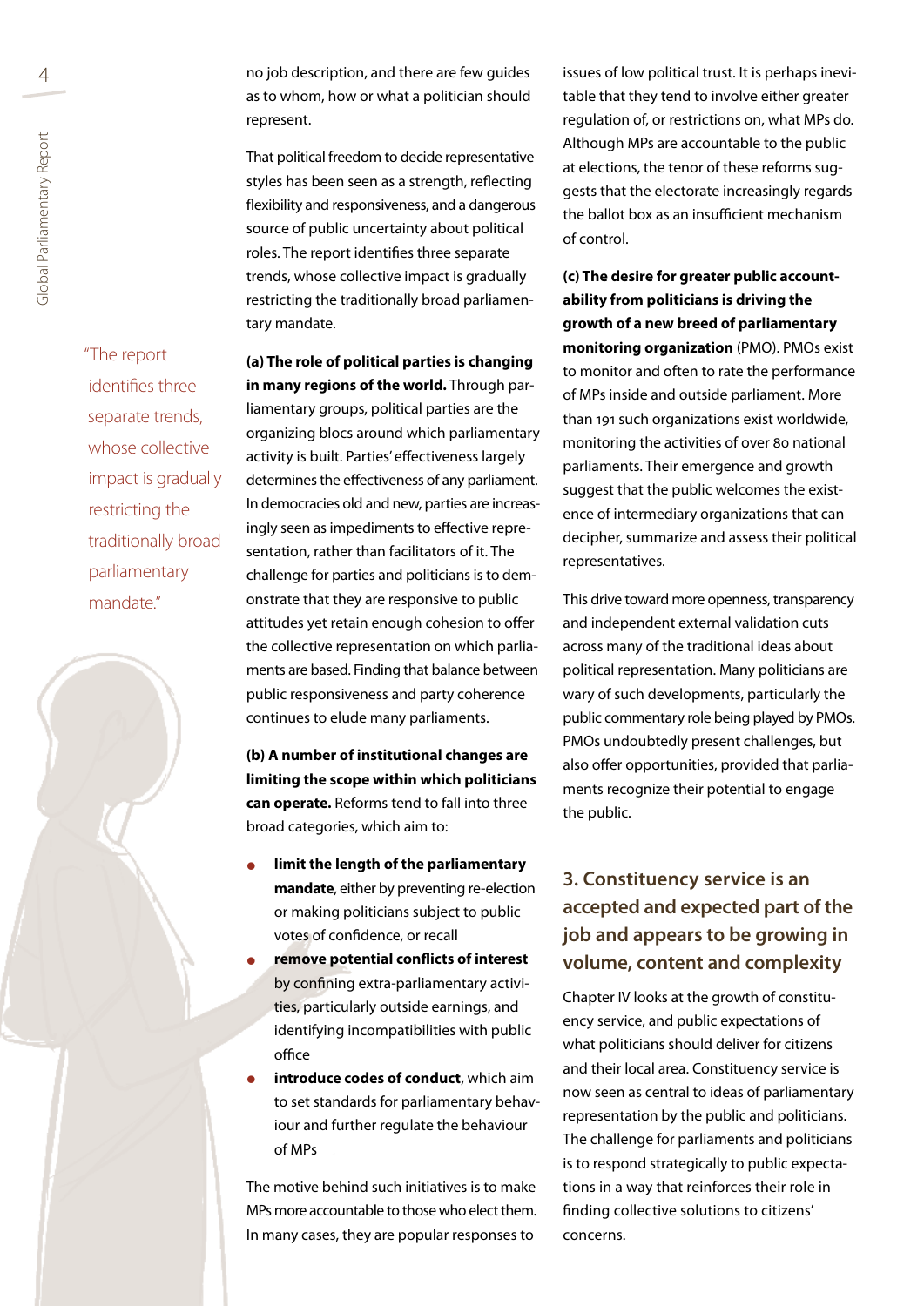no job description, and there are few guides as to whom, how or what a politician should represent.

That political freedom to decide representative styles has been seen as a strength, reflecting flexibility and responsiveness, and a dangerous source of public uncertainty about political roles. The report identifies three separate trends, whose collective impact is gradually restricting the traditionally broad parliamentary mandate.

"The report identifies three separate trends, whose collective impact is gradually restricting the traditionally broad parliamentary mandate."

**(a) The role of political parties is changing in many regions of the world.** Through parliamentary groups, political parties are the organizing blocs around which parliamentary activity is built. Parties' effectiveness largely determines the effectiveness of any parliament. In democracies old and new, parties are increasingly seen as impediments to effective representation, rather than facilitators of it. The challenge for parties and politicians is to demonstrate that they are responsive to public attitudes yet retain enough cohesion to offer the collective representation on which parliaments are based. Finding that balance between public responsiveness and party coherence continues to elude many parliaments.

**(b) A number of institutional changes are limiting the scope within which politicians can operate.** Reforms tend to fall into three broad categories, which aim to:

- **limit the length of the parliamentary mandate**, either by preventing re-election or making politicians subject to public votes of confidence, or recall
- **remove potential conflicts of interest** by confining extra-parliamentary activities, particularly outside earnings, and identifying incompatibilities with public office
- **introduce codes of conduct**, which aim to set standards for parliamentary behaviour and further regulate the behaviour of MPs

The motive behind such initiatives is to make MPs more accountable to those who elect them. In many cases, they are popular responses to issues of low political trust. It is perhaps inevitable that they tend to involve either greater regulation of, or restrictions on, what MPs do. Although MPs are accountable to the public at elections, the tenor of these reforms suggests that the electorate increasingly regards the ballot box as an insufficient mechanism of control.

**(c) The desire for greater public accountability from politicians is driving the growth of a new breed of parliamentary monitoring organization** (PMO). PMOs exist to monitor and often to rate the performance of MPs inside and outside parliament. More than 191 such organizations exist worldwide, monitoring the activities of over 80 national parliaments. Their emergence and growth suggest that the public welcomes the existence of intermediary organizations that can decipher, summarize and assess their political representatives.

This drive toward more openness, transparency and independent external validation cuts across many of the traditional ideas about political representation. Many politicians are wary of such developments, particularly the public commentary role being played by PMOs. PMOs undoubtedly present challenges, but also offer opportunities, provided that parliaments recognize their potential to engage the public.

## 3. Constituency service is an accepted and expected part of the job and appears to be growing in volume, content and complexity

Chapter IV looks at the growth of constituency service, and public expectations of what politicians should deliver for citizens and their local area. Constituency service is now seen as central to ideas of parliamentary representation by the public and politicians. The challenge for parliaments and politicians is to respond strategically to public expectations in a way that reinforces their role in finding collective solutions to citizens' concerns.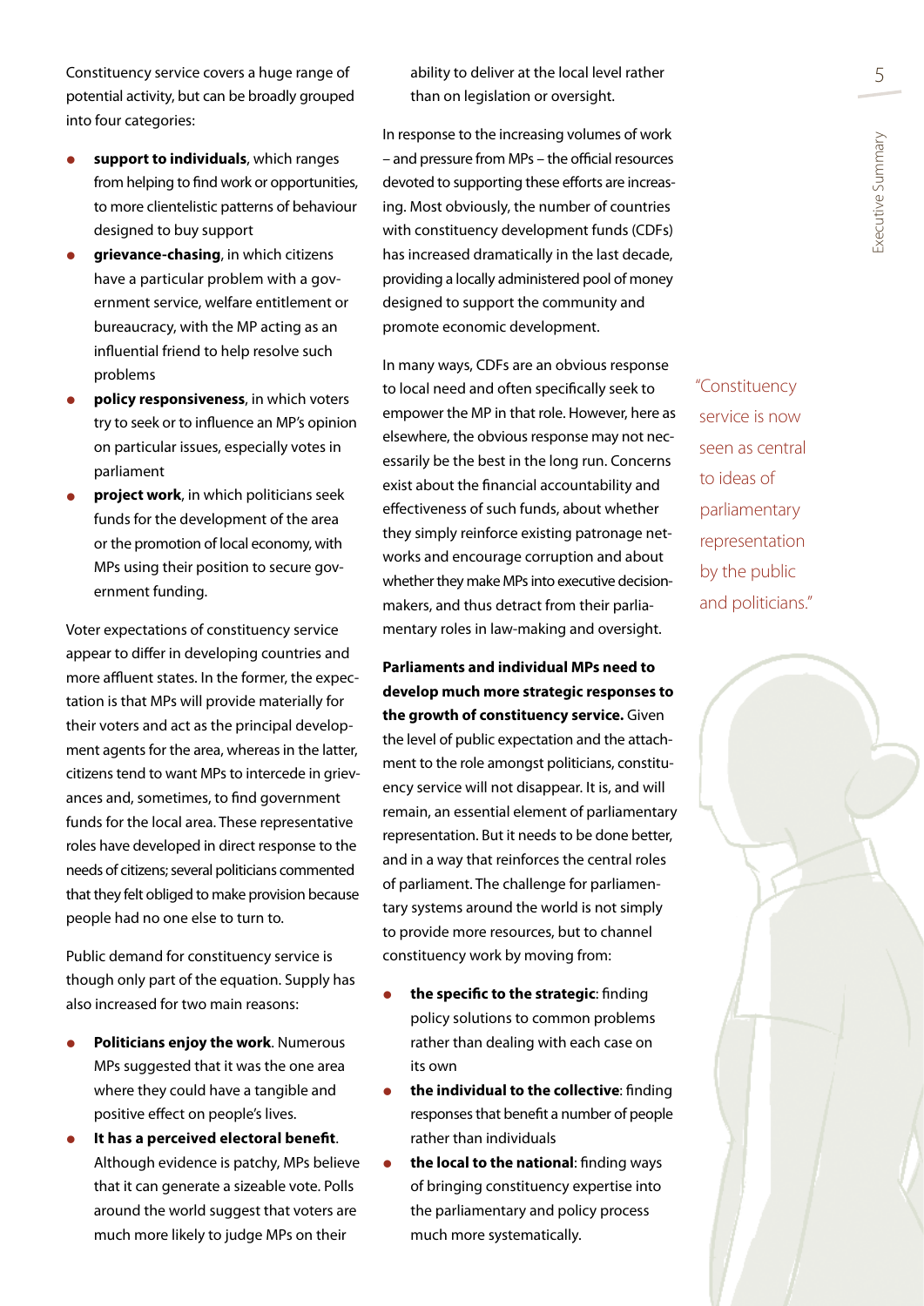Constituency service covers a huge range of potential activity, but can be broadly grouped into four categories:

- **support to individuals**, which ranges from helping to find work or opportunities, to more clientelistic patterns of behaviour designed to buy support
- **grievance-chasing**, in which citizens have a particular problem with a government service, welfare entitlement or bureaucracy, with the MP acting as an influential friend to help resolve such problems
- **policy responsiveness**, in which voters try to seek or to influence an MP's opinion on particular issues, especially votes in parliament
- **project work**, in which politicians seek funds for the development of the area or the promotion of local economy, with MPs using their position to secure government funding.

Voter expectations of constituency service appear to differ in developing countries and more affluent states. In the former, the expectation is that MPs will provide materially for their voters and act as the principal development agents for the area, whereas in the latter, citizens tend to want MPs to intercede in grievances and, sometimes, to find government funds for the local area. These representative roles have developed in direct response to the needs of citizens; several politicians commented that they felt obliged to make provision because people had no one else to turn to.

Public demand for constituency service is though only part of the equation. Supply has also increased for two main reasons:

- **Politicians enjoy the work**. Numerous MPs suggested that it was the one area where they could have a tangible and positive effect on people's lives.
- **It has a perceived electoral benefit**. Although evidence is patchy, MPs believe that it can generate a sizeable vote. Polls around the world suggest that voters are much more likely to judge MPs on their ability to deliver at the local level rather than on legislation or oversight.

In response to the increasing volumes of work – and pressure from MPs – the official resources devoted to supporting these efforts are increasing. Most obviously, the number of countries with constituency development funds (CDFs) has increased dramatically in the last decade, providing a locally administered pool of money designed to support the community and promote economic development.

In many ways, CDFs are an obvious response to local need and often specifically seek to empower the MP in that role. However, here as elsewhere, the obvious response may not necessarily be the best in the long run. Concerns exist about the financial accountability and effectiveness of such funds, about whether they simply reinforce existing patronage networks and encourage corruption and about whether they make MPs into executive decision-makers, and thus detract from their parliamentary roles in law-making and oversight.

**Parliaments and individual MPs need to develop much more strategic responses to the growth of constituency service.** Given the level of public expectation and the attachment to the role amongst politicians, constituency service will not disappear. It is, and will remain, an essential element of parliamentary representation. But it needs to be done better, and in a way that reinforces the central roles of parliament. The challenge for parliamentary systems around the world is not simply to provide more resources, but to channel constituency work by moving from:

- **the specific to the strategic**: finding policy solutions to common problems rather than dealing with each case on its own
- **the individual to the collective**: finding responses that benefit a number of people rather than individuals
- **the local to the national**: finding ways of bringing constituency expertise into the parliamentary and policy process much more systematically.

"Constituency service is now seen as central to ideas of parliamentary representation by the public and politicians."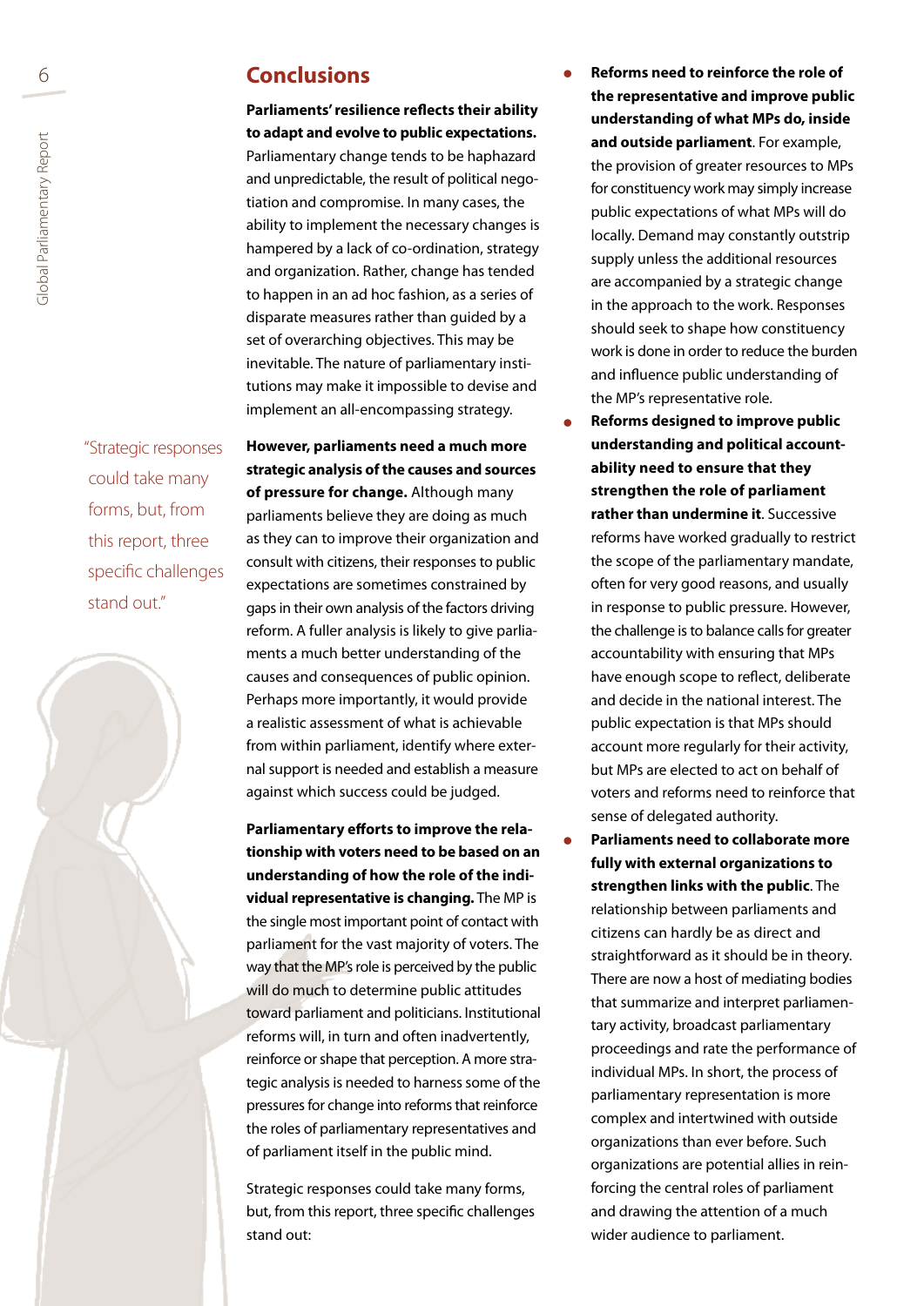## Conclusions

**Parliaments' resilience reflects their ability to adapt and evolve to public expectations.** Parliamentary change tends to be haphazard and unpredictable, the result of political negotiation and compromise. In many cases, the ability to implement the necessary changes is hampered by a lack of co-ordination, strategy and organization. Rather, change has tended to happen in an ad hoc fashion, as a series of disparate measures rather than guided by a set of overarching objectives. This may be inevitable. The nature of parliamentary institutions may make it impossible to devise and implement an all-encompassing strategy.

**However, parliaments need a much more strategic analysis of the causes and sources of pressure for change.** Although many parliaments believe they are doing as much as they can to improve their organization and consult with citizens, their responses to public expectations are sometimes constrained by gaps in their own analysis of the factors driving reform. A fuller analysis is likely to give parliaments a much better understanding of the causes and consequences of public opinion. Perhaps more importantly, it would provide a realistic assessment of what is achievable from within parliament, identify where external support is needed and establish a measure against which success could be judged.

**Parliamentary efforts to improve the relationship with voters need to be based on an understanding of how the role of the individual representative is changing.** The MP is the single most important point of contact with parliament for the vast majority of voters. The way that the MP's role is perceived by the public will do much to determine public attitudes toward parliament and politicians. Institutional reforms will, in turn and often inadvertently, reinforce or shape that perception. A more strategic analysis is needed to harness some of the pressures for change into reforms that reinforce the roles of parliamentary representatives and of parliament itself in the public mind.

"Strategic responses could take many forms, but, from this report, three specific challenges stand out."

Strategic responses could take many forms, but, from this report, three specific challenges stand out:

- **Reforms need to reinforce the role of the representative and improve public understanding of what MPs do, inside and outside parliament**. For example, the provision of greater resources to MPs for constituency work may simply increase public expectations of what MPs will do locally. Demand may constantly outstrip supply unless the additional resources are accompanied by a strategic change in the approach to the work. Responses should seek to shape how constituency work is done in order to reduce the burden and influence public understanding of the MP's representative role.
- **Reforms designed to improve public understanding and political accountability need to ensure that they strengthen the role of parliament rather than undermine it**. Successive reforms have worked gradually to restrict the scope of the parliamentary mandate, often for very good reasons, and usually in response to public pressure. However, the challenge is to balance calls for greater accountability with ensuring that MPs have enough scope to reflect, deliberate and decide in the national interest. The public expectation is that MPs should account more regularly for their activity, but MPs are elected to act on behalf of voters and reforms need to reinforce that sense of delegated authority.
- **Parliaments need to collaborate more fully with external organizations to strengthen links with the public**. The relationship between parliaments and citizens can hardly be as direct and straightforward as it should be in theory. There are now a host of mediating bodies that summarize and interpret parliamentary activity, broadcast parliamentary proceedings and rate the performance of individual MPs. In short, the process of parliamentary representation is more complex and intertwined with outside organizations than ever before. Such organizations are potential allies in reinforcing the central roles of parliament and drawing the attention of a much wider audience to parliament.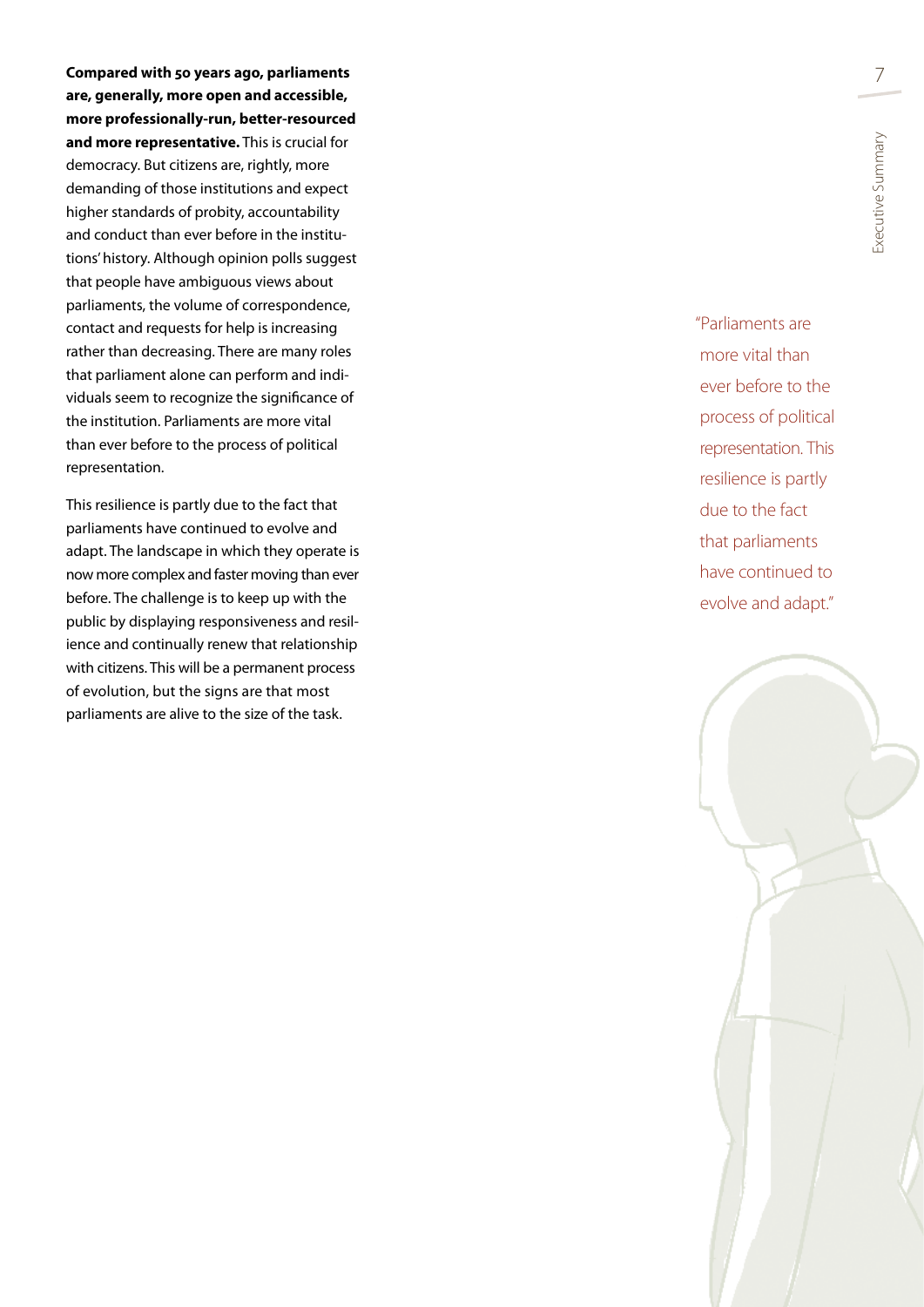**Compared with 50 years ago, parliaments are, generally, more open and accessible, more professionally-run, better-resourced and more representative.** This is crucial for democracy. But citizens are, rightly, more demanding of those institutions and expect higher standards of probity, accountability and conduct than ever before in the institutions' history. Although opinion polls suggest that people have ambiguous views about parliaments, the volume of correspondence, contact and requests for help is increasing rather than decreasing. There are many roles that parliament alone can perform and individuals seem to recognize the significance of the institution. Parliaments are more vital than ever before to the process of political representation.

This resilience is partly due to the fact that parliaments have continued to evolve and adapt. The landscape in which they operate is now more complex and faster moving than ever before. The challenge is to keep up with the public by displaying responsiveness and resilience and continually renew that relationship with citizens. This will be a permanent process of evolution, but the signs are that most parliaments are alive to the size of the task.

> "Parliaments are more vital than ever before to the process of political representation. This resilience is partly due to the fact that parliaments have continued to evolve and adapt."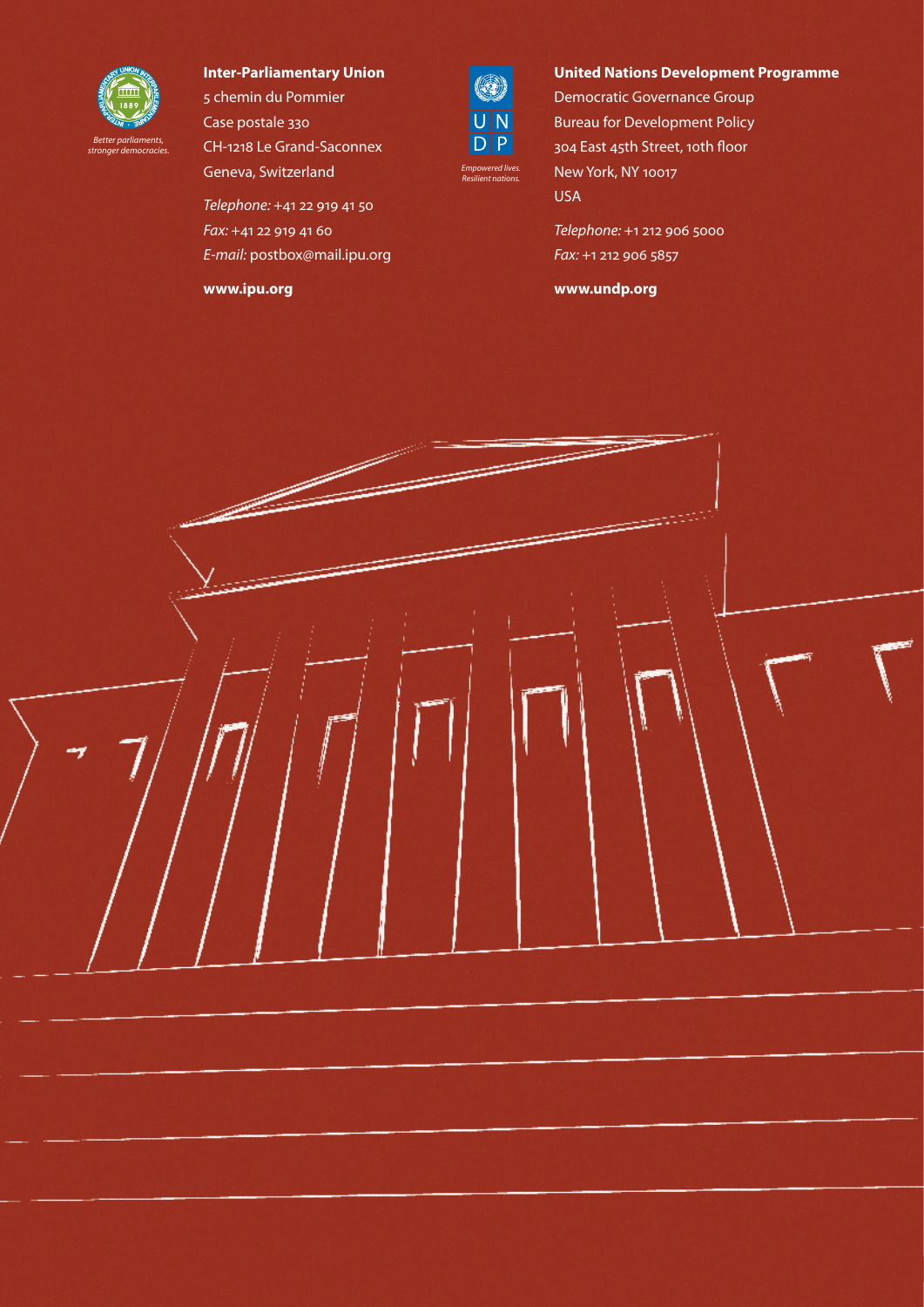*Better parliaments, stronger democracies.*

**Inter-Parliamentary Union**
5 chemin du Pommier
Case postale 330
CH-1218 Le Grand-Saconnex
Geneva, Switzerland

*Telephone:* +41 22 919 41 50
*Fax:* +41 22 919 41 60
*E-mail:* postbox@mail.ipu.org

**www.ipu.org**

*Empowered lives. Resilient nations.*

**United Nations Development Programme**
Democratic Governance Group
Bureau for Development Policy
304 East 45th Street, 10th floor
New York, NY 10017
USA

*Telephone:* +1 212 906 5000
*Fax:* +1 212 906 5857

**www.undp.org**